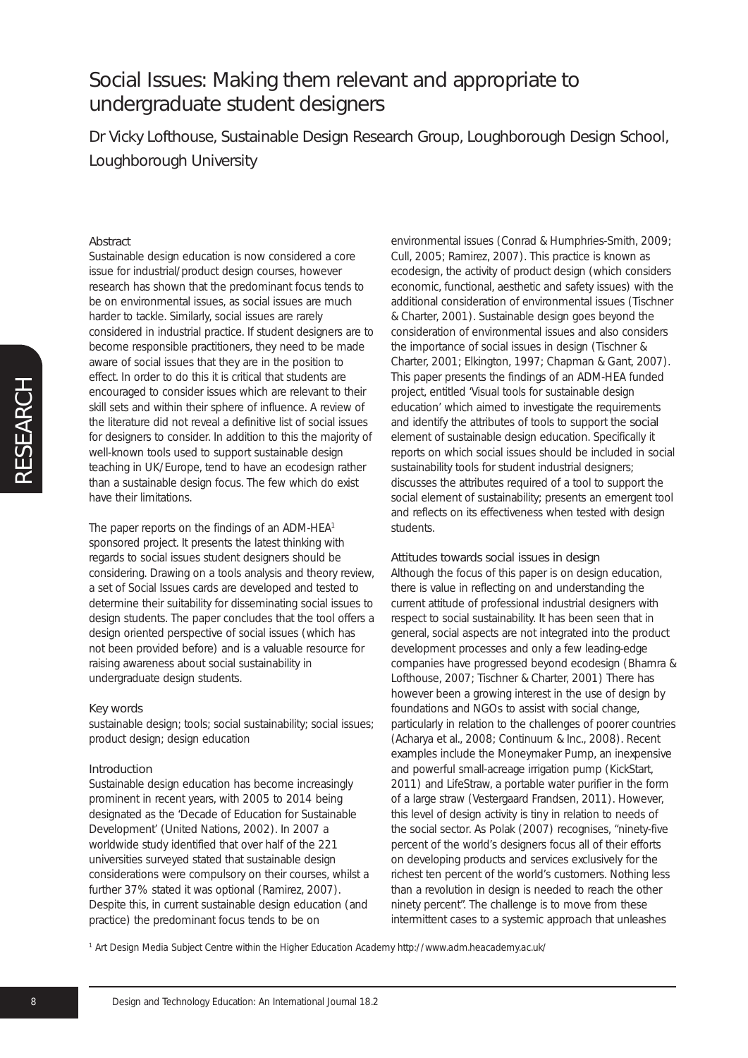# Social Issues: Making them relevant and appropriate to undergraduate student designers

Dr Vicky Lofthouse, Sustainable Design Research Group, Loughborough Design School, Loughborough University

## Abstract

Sustainable design education is now considered a core issue for industrial/product design courses, however research has shown that the predominant focus tends to be on environmental issues, as social issues are much harder to tackle. Similarly, social issues are rarely considered in industrial practice. If student designers are to become responsible practitioners, they need to be made aware of social issues that they are in the position to effect. In order to do this it is critical that students are encouraged to consider issues which are relevant to their skill sets and within their sphere of influence. A review of the literature did not reveal a definitive list of social issues for designers to consider. In addition to this the majority of well-known tools used to support sustainable design teaching in UK/Europe, tend to have an ecodesign rather than a sustainable design focus. The few which do exist have their limitations.

The paper reports on the findings of an ADM-HEA[1] sponsored project. It presents the latest thinking with regards to social issues student designers should be considering. Drawing on a tools analysis and theory review, a set of Social Issues cards are developed and tested to determine their suitability for disseminating social issues to design students. The paper concludes that the tool offers a design oriented perspective of social issues (which has not been provided before) and is a valuable resource for raising awareness about social sustainability in undergraduate design students.

## Key words

sustainable design; tools; social sustainability; social issues; product design; design education

## Introduction

Sustainable design education has become increasingly prominent in recent years, with 2005 to 2014 being designated as the 'Decade of Education for Sustainable Development' (United Nations, 2002). In 2007 a worldwide study identified that over half of the 221 universities surveyed stated that sustainable design considerations were compulsory on their courses, whilst a further 37% stated it was optional (Ramirez, 2007). Despite this, in current sustainable design education (and practice) the predominant focus tends to be on environmental issues (Conrad & Humphries-Smith, 2009; Cull, 2005; Ramirez, 2007). This practice is known as ecodesign, the activity of product design (which considers economic, functional, aesthetic and safety issues) with the additional consideration of environmental issues (Tischner & Charter, 2001). Sustainable design goes beyond the consideration of environmental issues and also considers the importance of social issues in design (Tischner & Charter, 2001; Elkington, 1997; Chapman & Gant, 2007). This paper presents the findings of an ADM-HEA funded project, entitled 'Visual tools for sustainable design education' which aimed to investigate the requirements and identify the attributes of tools to support the social element of sustainable design education. Specifically it reports on which social issues should be included in social sustainability tools for student industrial designers; discusses the attributes required of a tool to support the social element of sustainability; presents an emergent tool and reflects on its effectiveness when tested with design students.

## Attitudes towards social issues in design

Although the focus of this paper is on design education, there is value in reflecting on and understanding the current attitude of professional industrial designers with respect to social sustainability. It has been seen that in general, social aspects are not integrated into the product development processes and only a few leading-edge companies have progressed beyond ecodesign (Bhamra & Lofthouse, 2007; Tischner & Charter, 2001) There has however been a growing interest in the use of design by foundations and NGOs to assist with social change, particularly in relation to the challenges of poorer countries (Acharya et al., 2008; Continuum & Inc., 2008). Recent examples include the Moneymaker Pump, an inexpensive and powerful small-acreage irrigation pump (KickStart, 2011) and LifeStraw, a portable water purifier in the form of a large straw (Vestergaard Frandsen, 2011). However, this level of design activity is tiny in relation to needs of the social sector. As Polak (2007) recognises, "ninety-five percent of the world's designers focus all of their efforts on developing products and services exclusively for the richest ten percent of the world's customers. Nothing less than a revolution in design is needed to reach the other ninety percent". The challenge is to move from these intermittent cases to a systemic approach that unleashes

[1] Art Design Media Subject Centre within the Higher Education Academy http://www.adm.heacademy.ac.uk/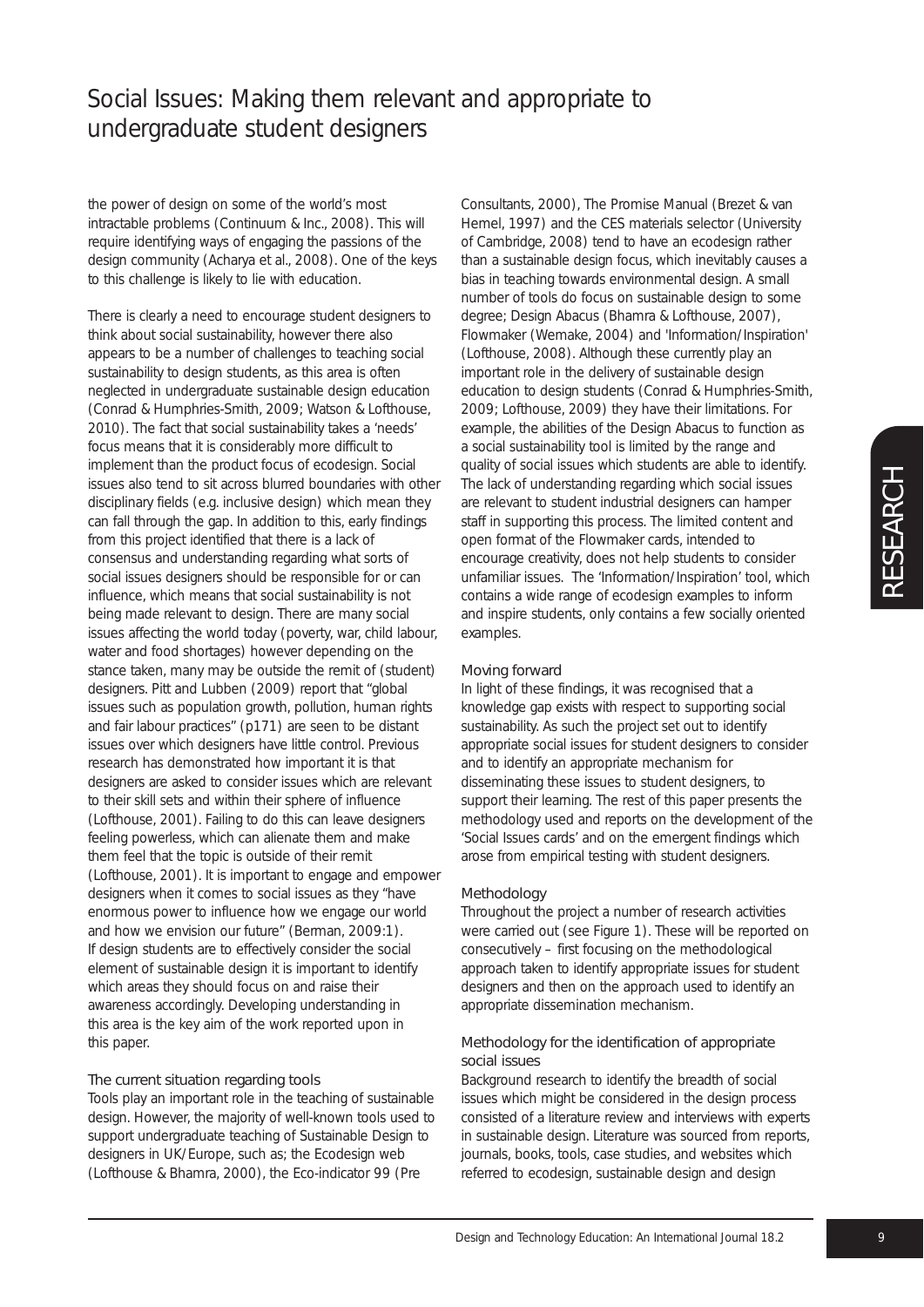the power of design on some of the world's most intractable problems (Continuum & Inc., 2008). This will require identifying ways of engaging the passions of the design community (Acharya et al., 2008). One of the keys to this challenge is likely to lie with education.

There is clearly a need to encourage student designers to think about social sustainability, however there also appears to be a number of challenges to teaching social sustainability to design students, as this area is often neglected in undergraduate sustainable design education (Conrad & Humphries-Smith, 2009; Watson & Lofthouse, 2010). The fact that social sustainability takes a 'needs' focus means that it is considerably more difficult to implement than the product focus of ecodesign. Social issues also tend to sit across blurred boundaries with other disciplinary fields (e.g. inclusive design) which mean they can fall through the gap. In addition to this, early findings from this project identified that there is a lack of consensus and understanding regarding what sorts of social issues designers should be responsible for or can influence, which means that social sustainability is not being made relevant to design. There are many social issues affecting the world today (poverty, war, child labour, water and food shortages) however depending on the stance taken, many may be outside the remit of (student) designers. Pitt and Lubben (2009) report that "global issues such as population growth, pollution, human rights and fair labour practices" (p171) are seen to be distant issues over which designers have little control. Previous research has demonstrated how important it is that designers are asked to consider issues which are relevant to their skill sets and within their sphere of influence (Lofthouse, 2001). Failing to do this can leave designers feeling powerless, which can alienate them and make them feel that the topic is outside of their remit (Lofthouse, 2001). It is important to engage and empower designers when it comes to social issues as they "have enormous power to influence how we engage our world and how we envision our future" (Berman, 2009:1). If design students are to effectively consider the social element of sustainable design it is important to identify which areas they should focus on and raise their awareness accordingly. Developing understanding in this area is the key aim of the work reported upon in this paper.

### The current situation regarding tools

Tools play an important role in the teaching of sustainable design. However, the majority of well-known tools used to support undergraduate teaching of Sustainable Design to designers in UK/Europe, such as; the Ecodesign web (Lofthouse & Bhamra, 2000), the Eco-indicator 99 (Pre Consultants, 2000), The Promise Manual (Brezet & van Hemel, 1997) and the CES materials selector (University of Cambridge, 2008) tend to have an ecodesign rather than a sustainable design focus, which inevitably causes a bias in teaching towards environmental design. A small number of tools do focus on sustainable design to some degree; Design Abacus (Bhamra & Lofthouse, 2007), Flowmaker (Wemake, 2004) and 'Information/Inspiration' (Lofthouse, 2008). Although these currently play an important role in the delivery of sustainable design education to design students (Conrad & Humphries-Smith, 2009; Lofthouse, 2009) they have their limitations. For example, the abilities of the Design Abacus to function as a social sustainability tool is limited by the range and quality of social issues which students are able to identify. The lack of understanding regarding which social issues are relevant to student industrial designers can hamper staff in supporting this process. The limited content and open format of the Flowmaker cards, intended to encourage creativity, does not help students to consider unfamiliar issues. The 'Information/Inspiration' tool, which contains a wide range of ecodesign examples to inform and inspire students, only contains a few socially oriented examples.

### Moving forward

In light of these findings, it was recognised that a knowledge gap exists with respect to supporting social sustainability. As such the project set out to identify appropriate social issues for student designers to consider and to identify an appropriate mechanism for disseminating these issues to student designers, to support their learning. The rest of this paper presents the methodology used and reports on the development of the 'Social Issues cards' and on the emergent findings which arose from empirical testing with student designers.

### Methodology

Throughout the project a number of research activities were carried out (see Figure 1). These will be reported on consecutively – first focusing on the methodological approach taken to identify appropriate issues for student designers and then on the approach used to identify an appropriate dissemination mechanism.

### Methodology for the identification of appropriate social issues

Background research to identify the breadth of social issues which might be considered in the design process consisted of a literature review and interviews with experts in sustainable design. Literature was sourced from reports, journals, books, tools, case studies, and websites which referred to ecodesign, sustainable design and design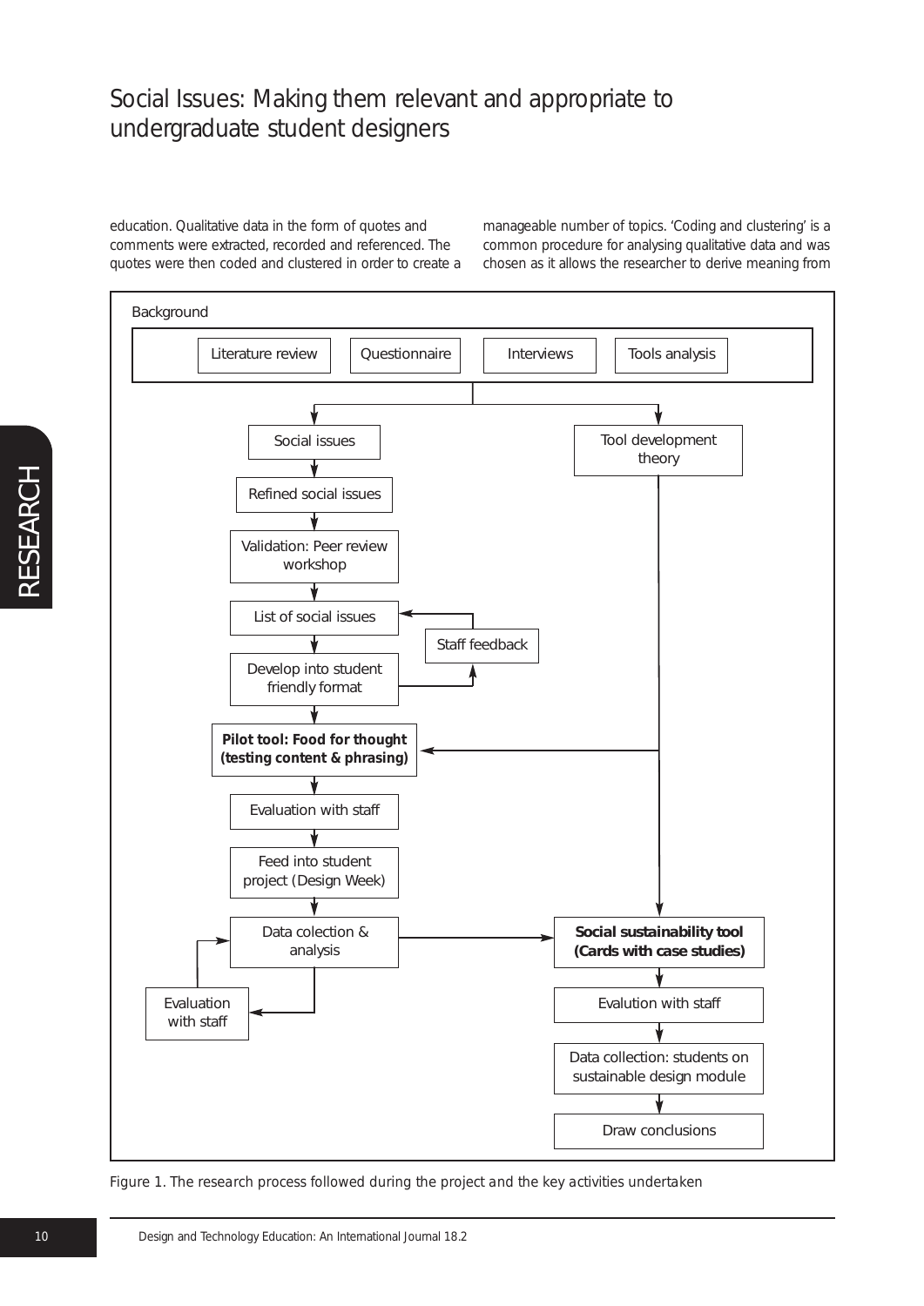education. Qualitative data in the form of quotes and comments were extracted, recorded and referenced. The quotes were then coded and clustered in order to create a manageable number of topics. 'Coding and clustering' is a common procedure for analysing qualitative data and was chosen as it allows the researcher to derive meaning from

Background

- Literature review
- Questionnaire
- Interviews
- Tools analysis

Social issues → Refined social issues → Validation: Peer review workshop → List of social issues → Develop into student friendly format → Staff feedback → List of social issues

Develop into student friendly format → **Pilot tool: Food for thought (testing content & phrasing)** → Evaluation with staff → Feed into student project (Design Week) → Data colection & analysis → Evaluation with staff → Data colection & analysis

Tool development theory → **Pilot tool: Food for thought (testing content & phrasing)**

Tool development theory → **Social sustainability tool (Cards with case studies)**

Data colection & analysis → **Social sustainability tool (Cards with case studies)** → Evalution with staff → Data collection: students on sustainable design module → Draw conclusions

*Figure 1. The research process followed during the project and the key activities undertaken*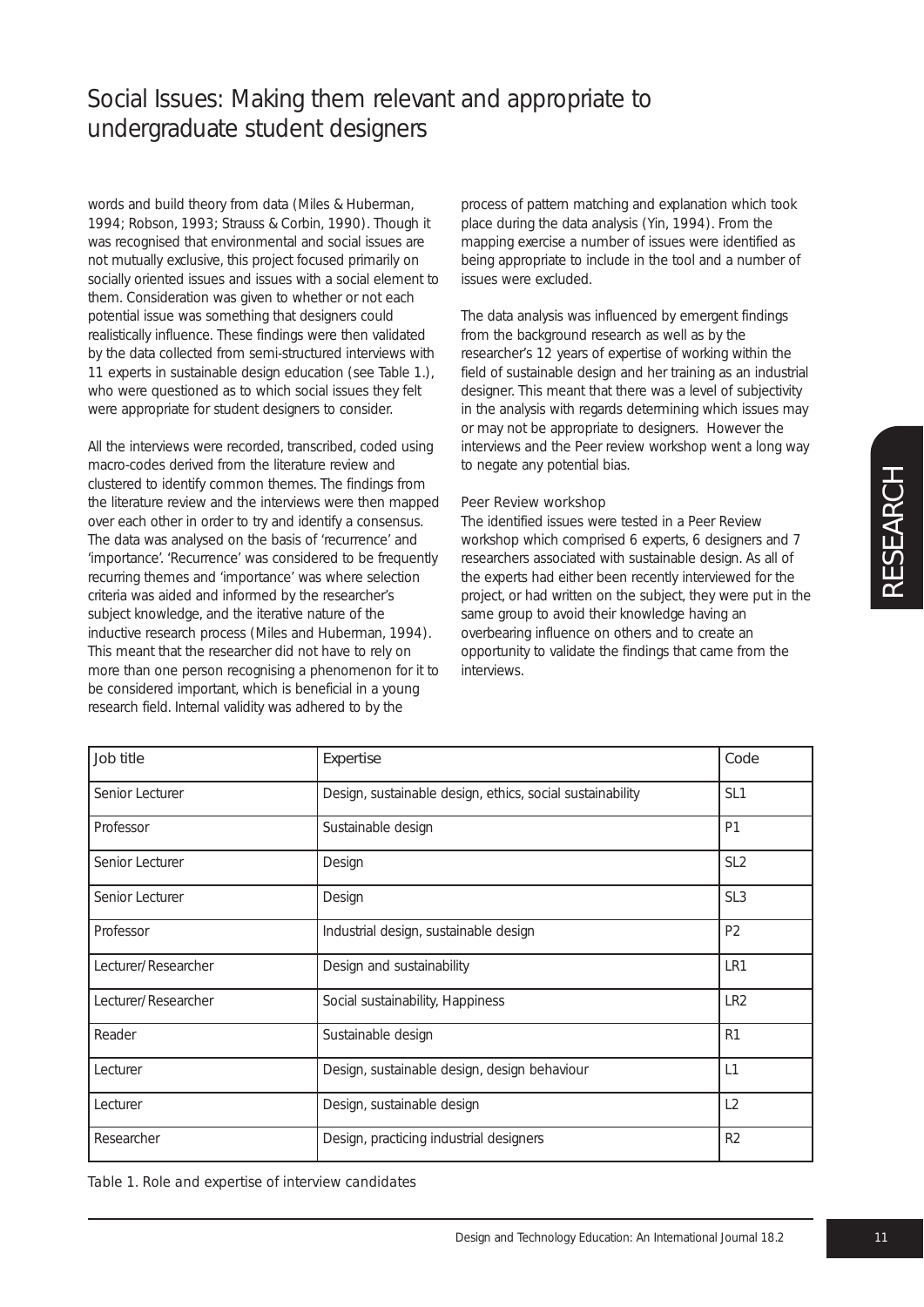words and build theory from data (Miles & Huberman, 1994; Robson, 1993; Strauss & Corbin, 1990). Though it was recognised that environmental and social issues are not mutually exclusive, this project focused primarily on socially oriented issues and issues with a social element to them. Consideration was given to whether or not each potential issue was something that designers could realistically influence. These findings were then validated by the data collected from semi-structured interviews with 11 experts in sustainable design education (see Table 1.), who were questioned as to which social issues they felt were appropriate for student designers to consider.

All the interviews were recorded, transcribed, coded using macro-codes derived from the literature review and clustered to identify common themes. The findings from the literature review and the interviews were then mapped over each other in order to try and identify a consensus. The data was analysed on the basis of 'recurrence' and 'importance'. 'Recurrence' was considered to be frequently recurring themes and 'importance' was where selection criteria was aided and informed by the researcher's subject knowledge, and the iterative nature of the inductive research process (Miles and Huberman, 1994). This meant that the researcher did not have to rely on more than one person recognising a phenomenon for it to be considered important, which is beneficial in a young research field. Internal validity was adhered to by the process of pattern matching and explanation which took place during the data analysis (Yin, 1994). From the mapping exercise a number of issues were identified as being appropriate to include in the tool and a number of issues were excluded.

The data analysis was influenced by emergent findings from the background research as well as by the researcher's 12 years of expertise of working within the field of sustainable design and her training as an industrial designer. This meant that there was a level of subjectivity in the analysis with regards determining which issues may or may not be appropriate to designers. However the interviews and the Peer review workshop went a long way to negate any potential bias.

### Peer Review workshop

The identified issues were tested in a Peer Review workshop which comprised 6 experts, 6 designers and 7 researchers associated with sustainable design. As all of the experts had either been recently interviewed for the project, or had written on the subject, they were put in the same group to avoid their knowledge having an overbearing influence on others and to create an opportunity to validate the findings that came from the interviews.

| Job title | Expertise | Code |
|---|---|---|
| Senior Lecturer | Design, sustainable design, ethics, social sustainability | SL1 |
| Professor | Sustainable design | P1 |
| Senior Lecturer | Design | SL2 |
| Senior Lecturer | Design | SL3 |
| Professor | Industrial design, sustainable design | P2 |
| Lecturer/Researcher | Design and sustainability | LR1 |
| Lecturer/Researcher | Social sustainability, Happiness | LR2 |
| Reader | Sustainable design | R1 |
| Lecturer | Design, sustainable design, design behaviour | L1 |
| Lecturer | Design, sustainable design | L2 |
| Researcher | Design, practicing industrial designers | R2 |

*Table 1. Role and expertise of interview candidates*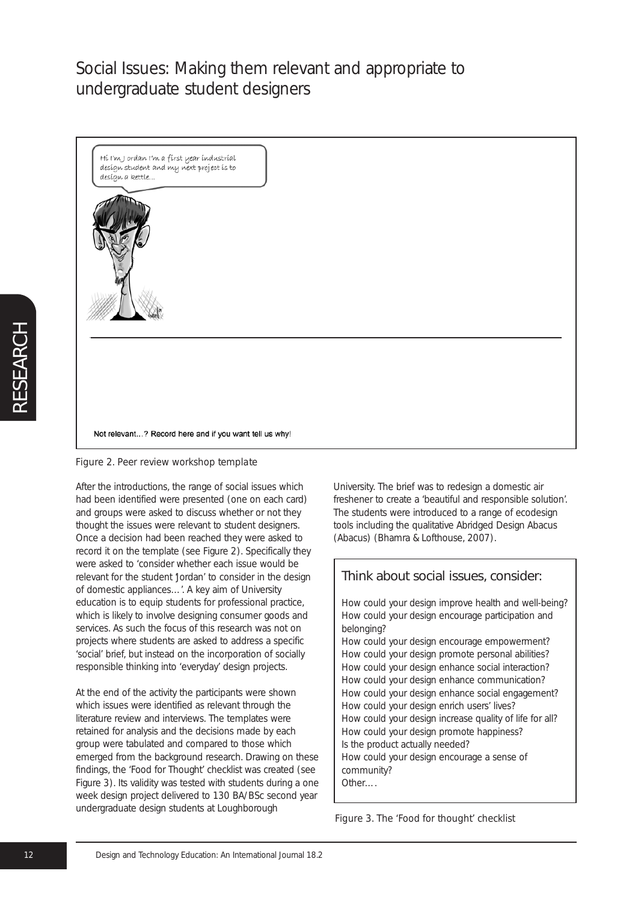# Social Issues: Making them relevant and appropriate to undergraduate student designers

Hi I'm Jordan I'm a first year industrial design student and my next project is to design a kettle...

Not relevant...? Record here and if you want tell us why!

Figure 2. Peer review workshop template

After the introductions, the range of social issues which had been identified were presented (one on each card) and groups were asked to discuss whether or not they thought the issues were relevant to student designers. Once a decision had been reached they were asked to record it on the template (see Figure 2). Specifically they were asked to 'consider whether each issue would be relevant for the student Jordan' to consider in the design of domestic appliances…'. A key aim of University education is to equip students for professional practice, which is likely to involve designing consumer goods and services. As such the focus of this research was not on projects where students are asked to address a specific 'social' brief, but instead on the incorporation of socially responsible thinking into 'everyday' design projects.

At the end of the activity the participants were shown which issues were identified as relevant through the literature review and interviews. The templates were retained for analysis and the decisions made by each group were tabulated and compared to those which emerged from the background research. Drawing on these findings, the 'Food for Thought' checklist was created (see Figure 3). Its validity was tested with students during a one week design project delivered to 130 BA/BSc second year undergraduate design students at Loughborough University. The brief was to redesign a domestic air freshener to create a 'beautiful and responsible solution'. The students were introduced to a range of ecodesign tools including the qualitative Abridged Design Abacus (Abacus) (Bhamra & Lofthouse, 2007).

> **Think about social issues, consider:**
>
> How could your design improve health and well-being?
> How could your design encourage participation and belonging?
> How could your design encourage empowerment?
> How could your design promote personal abilities?
> How could your design enhance social interaction?
> How could your design enhance communication?
> How could your design enhance social engagement?
> How could your design enrich users' lives?
> How could your design increase quality of life for all?
> How could your design promote happiness?
> Is the product actually needed?
> How could your design encourage a sense of community?
> Other….

Figure 3. The 'Food for thought' checklist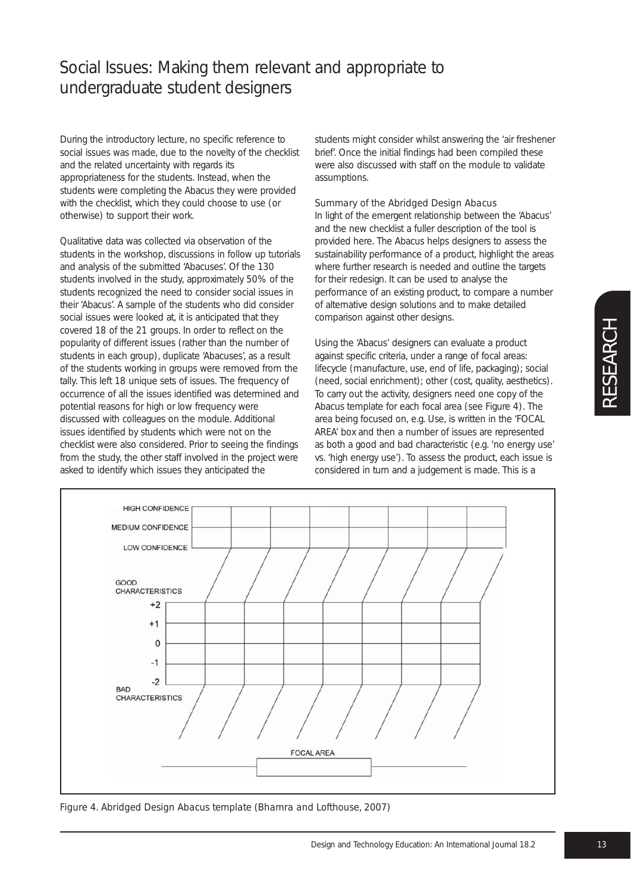# Social Issues: Making them relevant and appropriate to undergraduate student designers

During the introductory lecture, no specific reference to social issues was made, due to the novelty of the checklist and the related uncertainty with regards its appropriateness for the students. Instead, when the students were completing the Abacus they were provided with the checklist, which they could choose to use (or otherwise) to support their work.

Qualitative data was collected via observation of the students in the workshop, discussions in follow up tutorials and analysis of the submitted 'Abacuses'. Of the 130 students involved in the study, approximately 50% of the students recognized the need to consider social issues in their 'Abacus'. A sample of the students who did consider social issues were looked at, it is anticipated that they covered 18 of the 21 groups. In order to reflect on the popularity of different issues (rather than the number of students in each group), duplicate 'Abacuses', as a result of the students working in groups were removed from the tally. This left 18 unique sets of issues. The frequency of occurrence of all the issues identified was determined and potential reasons for high or low frequency were discussed with colleagues on the module. Additional issues identified by students which were not on the checklist were also considered. Prior to seeing the findings from the study, the other staff involved in the project were asked to identify which issues they anticipated the students might consider whilst answering the 'air freshener brief'. Once the initial findings had been compiled these were also discussed with staff on the module to validate assumptions.

### Summary of the Abridged Design Abacus

In light of the emergent relationship between the 'Abacus' and the new checklist a fuller description of the tool is provided here. The Abacus helps designers to assess the sustainability performance of a product, highlight the areas where further research is needed and outline the targets for their redesign. It can be used to analyse the performance of an existing product, to compare a number of alternative design solutions and to make detailed comparison against other designs.

Using the 'Abacus' designers can evaluate a product against specific criteria, under a range of focal areas: lifecycle (manufacture, use, end of life, packaging); social (need, social enrichment); other (cost, quality, aesthetics). To carry out the activity, designers need one copy of the Abacus template for each focal area (see Figure 4). The area being focused on, e.g. Use, is written in the 'FOCAL AREA' box and then a number of issues are represented as both a good and bad characteristic (e.g. 'no energy use' vs. 'high energy use'). To assess the product, each issue is considered in turn and a judgement is made. This is a

Figure 4. Abridged Design Abacus template (Bhamra and Lofthouse, 2007)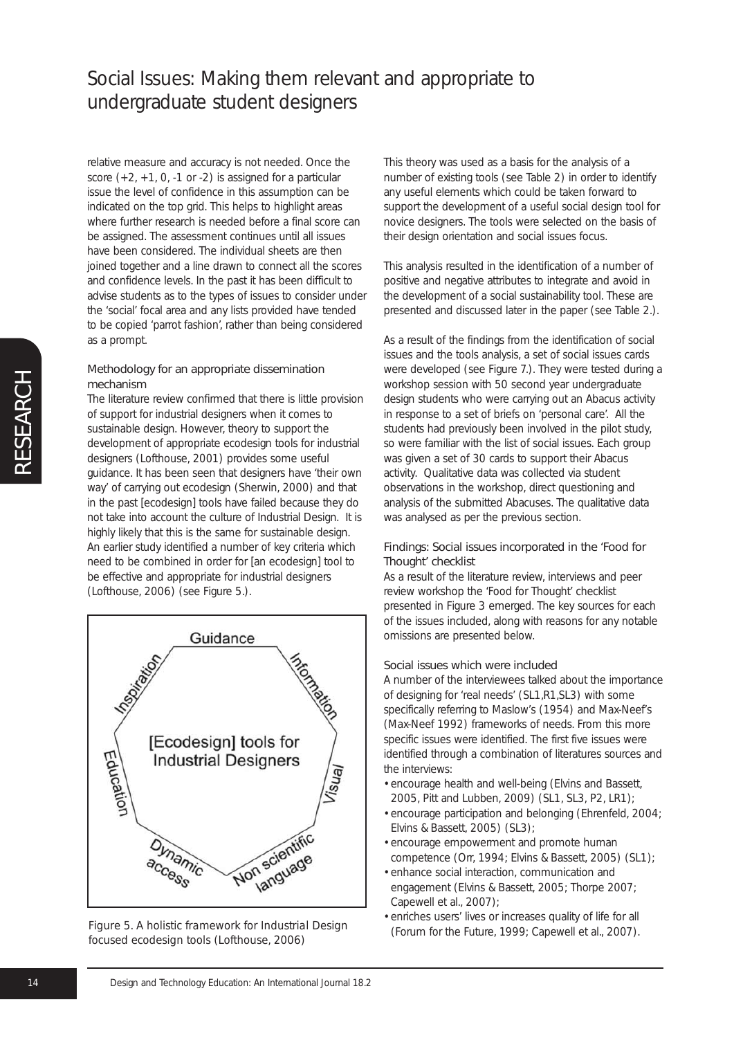relative measure and accuracy is not needed. Once the score (+2, +1, 0, -1 or -2) is assigned for a particular issue the level of confidence in this assumption can be indicated on the top grid. This helps to highlight areas where further research is needed before a final score can be assigned. The assessment continues until all issues have been considered. The individual sheets are then joined together and a line drawn to connect all the scores and confidence levels. In the past it has been difficult to advise students as to the types of issues to consider under the 'social' focal area and any lists provided have tended to be copied 'parrot fashion', rather than being considered as a prompt.

### Methodology for an appropriate dissemination mechanism

The literature review confirmed that there is little provision of support for industrial designers when it comes to sustainable design. However, theory to support the development of appropriate ecodesign tools for industrial designers (Lofthouse, 2001) provides some useful guidance. It has been seen that designers have 'their own way' of carrying out ecodesign (Sherwin, 2000) and that in the past [ecodesign] tools have failed because they do not take into account the culture of Industrial Design. It is highly likely that this is the same for sustainable design. An earlier study identified a number of key criteria which need to be combined in order for [an ecodesign] tool to be effective and appropriate for industrial designers (Lofthouse, 2006) (see Figure 5.).

Figure 5. A holistic framework for Industrial Design focused ecodesign tools (Lofthouse, 2006)

This theory was used as a basis for the analysis of a number of existing tools (see Table 2) in order to identify any useful elements which could be taken forward to support the development of a useful social design tool for novice designers. The tools were selected on the basis of their design orientation and social issues focus.

This analysis resulted in the identification of a number of positive and negative attributes to integrate and avoid in the development of a social sustainability tool. These are presented and discussed later in the paper (see Table 2.).

As a result of the findings from the identification of social issues and the tools analysis, a set of social issues cards were developed (see Figure 7.). They were tested during a workshop session with 50 second year undergraduate design students who were carrying out an Abacus activity in response to a set of briefs on 'personal care'. All the students had previously been involved in the pilot study, so were familiar with the list of social issues. Each group was given a set of 30 cards to support their Abacus activity. Qualitative data was collected via student observations in the workshop, direct questioning and analysis of the submitted Abacuses. The qualitative data was analysed as per the previous section.

### Findings: Social issues incorporated in the 'Food for Thought' checklist

As a result of the literature review, interviews and peer review workshop the 'Food for Thought' checklist presented in Figure 3 emerged. The key sources for each of the issues included, along with reasons for any notable omissions are presented below.

#### Social issues which were included

A number of the interviewees talked about the importance of designing for 'real needs' (SL1,R1,SL3) with some specifically referring to Maslow's (1954) and Max-Neef's (Max-Neef 1992) frameworks of needs. From this more specific issues were identified. The first five issues were identified through a combination of literatures sources and the interviews:

- encourage health and well-being (Elvins and Bassett, 2005, Pitt and Lubben, 2009) (SL1, SL3, P2, LR1);
- encourage participation and belonging (Ehrenfeld, 2004; Elvins & Bassett, 2005) (SL3);
- encourage empowerment and promote human competence (Orr, 1994; Elvins & Bassett, 2005) (SL1);
- enhance social interaction, communication and engagement (Elvins & Bassett, 2005; Thorpe 2007; Capewell et al., 2007);
- enriches users' lives or increases quality of life for all (Forum for the Future, 1999; Capewell et al., 2007).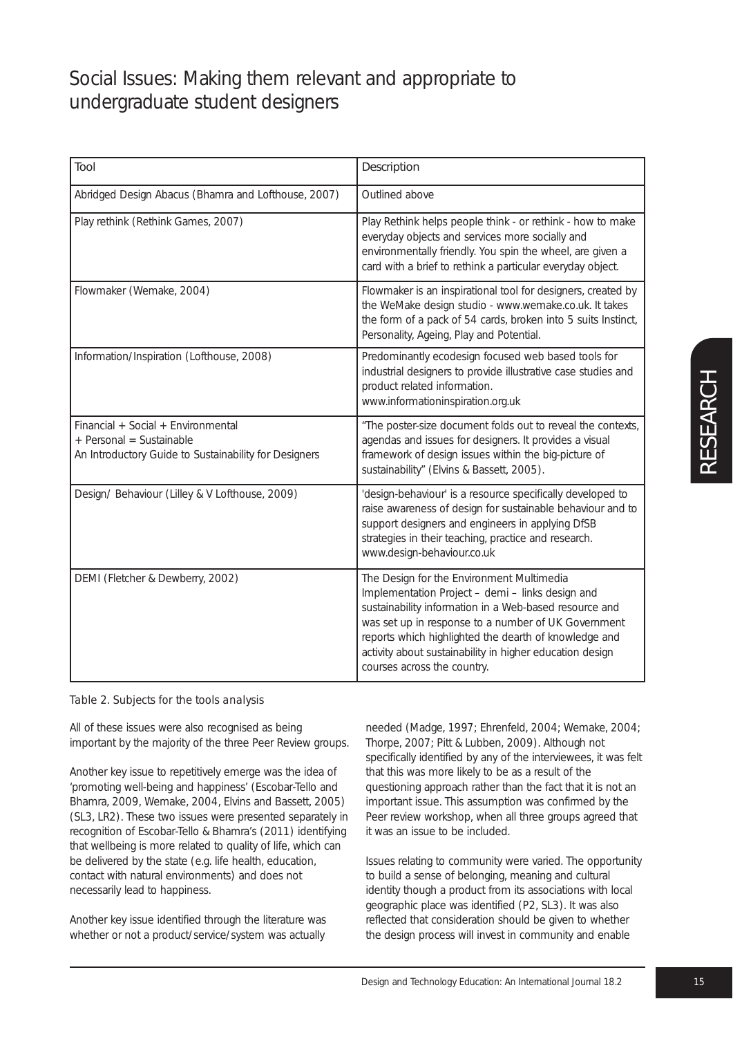| Tool | Description |
|---|---|
| Abridged Design Abacus (Bhamra and Lofthouse, 2007) | Outlined above |
| Play rethink (Rethink Games, 2007) | Play Rethink helps people think - or rethink - how to make everyday objects and services more socially and environmentally friendly. You spin the wheel, are given a card with a brief to rethink a particular everyday object. |
| Flowmaker (Wemake, 2004) | Flowmaker is an inspirational tool for designers, created by the WeMake design studio - www.wemake.co.uk. It takes the form of a pack of 54 cards, broken into 5 suits Instinct, Personality, Ageing, Play and Potential. |
| Information/Inspiration (Lofthouse, 2008) | Predominantly ecodesign focused web based tools for industrial designers to provide illustrative case studies and product related information. www.informationinspiration.org.uk |
| Financial + Social + Environmental + Personal = Sustainable An Introductory Guide to Sustainability for Designers | "The poster-size document folds out to reveal the contexts, agendas and issues for designers. It provides a visual framework of design issues within the big-picture of sustainability" (Elvins & Bassett, 2005). |
| Design/ Behaviour (Lilley & V Lofthouse, 2009) | 'design-behaviour' is a resource specifically developed to raise awareness of design for sustainable behaviour and to support designers and engineers in applying DfSB strategies in their teaching, practice and research. www.design-behaviour.co.uk |
| DEMI (Fletcher & Dewberry, 2002) | The Design for the Environment Multimedia Implementation Project – demi – links design and sustainability information in a Web-based resource and was set up in response to a number of UK Government reports which highlighted the dearth of knowledge and activity about sustainability in higher education design courses across the country. |

Table 2. Subjects for the tools analysis

All of these issues were also recognised as being important by the majority of the three Peer Review groups.

Another key issue to repetitively emerge was the idea of 'promoting well-being and happiness' (Escobar-Tello and Bhamra, 2009, Wemake, 2004, Elvins and Bassett, 2005) (SL3, LR2). These two issues were presented separately in recognition of Escobar-Tello & Bhamra's (2011) identifying that wellbeing is more related to quality of life, which can be delivered by the state (e.g. life health, education, contact with natural environments) and does not necessarily lead to happiness.

Another key issue identified through the literature was whether or not a product/service/system was actually needed (Madge, 1997; Ehrenfeld, 2004; Wemake, 2004; Thorpe, 2007; Pitt & Lubben, 2009). Although not specifically identified by any of the interviewees, it was felt that this was more likely to be as a result of the questioning approach rather than the fact that it is not an important issue. This assumption was confirmed by the Peer review workshop, when all three groups agreed that it was an issue to be included.

Issues relating to community were varied. The opportunity to build a sense of belonging, meaning and cultural identity though a product from its associations with local geographic place was identified (P2, SL3). It was also reflected that consideration should be given to whether the design process will invest in community and enable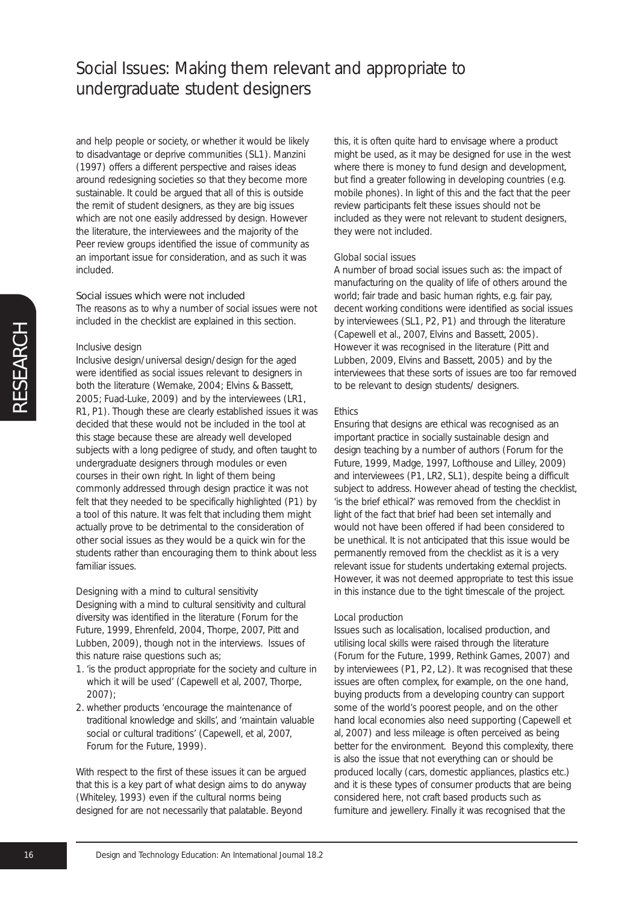and help people or society, or whether it would be likely to disadvantage or deprive communities (SL1). Manzini (1997) offers a different perspective and raises ideas around redesigning societies so that they become more sustainable. It could be argued that all of this is outside the remit of student designers, as they are big issues which are not one easily addressed by design. However the literature, the interviewees and the majority of the Peer review groups identified the issue of community as an important issue for consideration, and as such it was included.

### Social issues which were not included

The reasons as to why a number of social issues were not included in the checklist are explained in this section.

#### *Inclusive design*

Inclusive design/universal design/design for the aged were identified as social issues relevant to designers in both the literature (Wemake, 2004; Elvins & Bassett, 2005; Fuad-Luke, 2009) and by the interviewees (LR1, R1, P1). Though these are clearly established issues it was decided that these would not be included in the tool at this stage because these are already well developed subjects with a long pedigree of study, and often taught to undergraduate designers through modules or even courses in their own right. In light of them being commonly addressed through design practice it was not felt that they needed to be specifically highlighted (P1) by a tool of this nature. It was felt that including them might actually prove to be detrimental to the consideration of other social issues as they would be a quick win for the students rather than encouraging them to think about less familiar issues.

#### *Designing with a mind to cultural sensitivity*

Designing with a mind to cultural sensitivity and cultural diversity was identified in the literature (Forum for the Future, 1999, Ehrenfeld, 2004, Thorpe, 2007, Pitt and Lubben, 2009), though not in the interviews. Issues of this nature raise questions such as;

1. 'is the product appropriate for the society and culture in which it will be used' (Capewell et al, 2007, Thorpe, 2007);
2. whether products 'encourage the maintenance of traditional knowledge and skills', and 'maintain valuable social or cultural traditions' (Capewell, et al, 2007, Forum for the Future, 1999).

With respect to the first of these issues it can be argued that this is a key part of what design aims to do anyway (Whiteley, 1993) even if the cultural norms being designed for are not necessarily that palatable. Beyond this, it is often quite hard to envisage where a product might be used, as it may be designed for use in the west where there is money to fund design and development, but find a greater following in developing countries (e.g. mobile phones). In light of this and the fact that the peer review participants felt these issues should not be included as they were not relevant to student designers, they were not included.

#### *Global social issues*

A number of broad social issues such as: the impact of manufacturing on the quality of life of others around the world; fair trade and basic human rights, e.g. fair pay, decent working conditions were identified as social issues by interviewees (SL1, P2, P1) and through the literature (Capewell et al., 2007, Elvins and Bassett, 2005). However it was recognised in the literature (Pitt and Lubben, 2009, Elvins and Bassett, 2005) and by the interviewees that these sorts of issues are too far removed to be relevant to design students/ designers.

#### *Ethics*

Ensuring that designs are ethical was recognised as an important practice in socially sustainable design and design teaching by a number of authors (Forum for the Future, 1999, Madge, 1997, Lofthouse and Lilley, 2009) and interviewees (P1, LR2, SL1), despite being a difficult subject to address. However ahead of testing the checklist, 'is the brief ethical?' was removed from the checklist in light of the fact that brief had been set internally and would not have been offered if had been considered to be unethical. It is not anticipated that this issue would be permanently removed from the checklist as it is a very relevant issue for students undertaking external projects. However, it was not deemed appropriate to test this issue in this instance due to the tight timescale of the project.

#### *Local production*

Issues such as localisation, localised production, and utilising local skills were raised through the literature (Forum for the Future, 1999, Rethink Games, 2007) and by interviewees (P1, P2, L2). It was recognised that these issues are often complex, for example, on the one hand, buying products from a developing country can support some of the world's poorest people, and on the other hand local economies also need supporting (Capewell et al, 2007) and less mileage is often perceived as being better for the environment. Beyond this complexity, there is also the issue that not everything can or should be produced locally (cars, domestic appliances, plastics etc.) and it is these types of consumer products that are being considered here, not craft based products such as furniture and jewellery. Finally it was recognised that the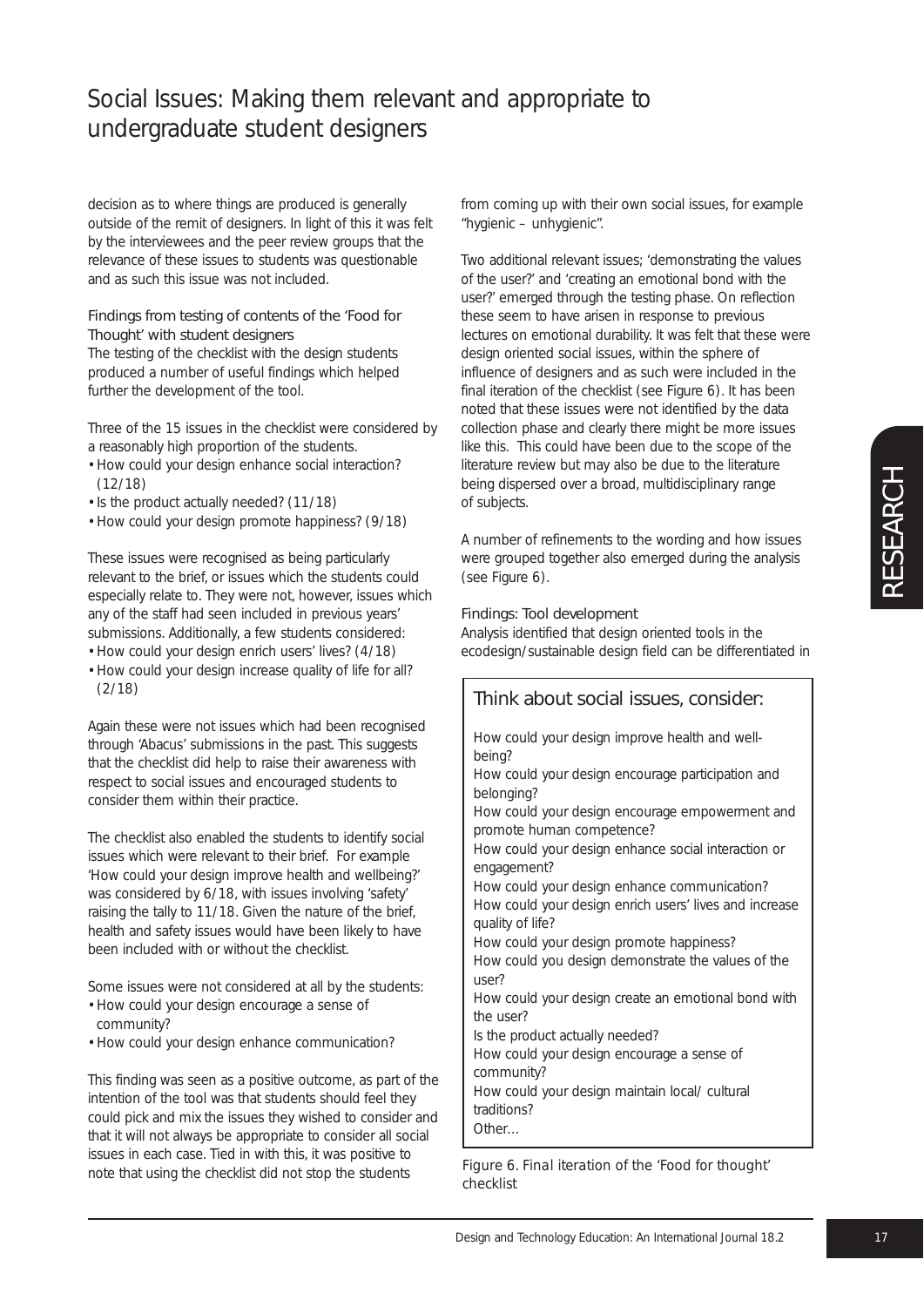decision as to where things are produced is generally outside of the remit of designers. In light of this it was felt by the interviewees and the peer review groups that the relevance of these issues to students was questionable and as such this issue was not included.

### Findings from testing of contents of the 'Food for Thought' with student designers

The testing of the checklist with the design students produced a number of useful findings which helped further the development of the tool.

Three of the 15 issues in the checklist were considered by a reasonably high proportion of the students.

- How could your design enhance social interaction? (12/18)
- Is the product actually needed? (11/18)
- How could your design promote happiness? (9/18)

These issues were recognised as being particularly relevant to the brief, or issues which the students could especially relate to. They were not, however, issues which any of the staff had seen included in previous years' submissions. Additionally, a few students considered:

- How could your design enrich users' lives? (4/18)
- How could your design increase quality of life for all? (2/18)

Again these were not issues which had been recognised through 'Abacus' submissions in the past. This suggests that the checklist did help to raise their awareness with respect to social issues and encouraged students to consider them within their practice.

The checklist also enabled the students to identify social issues which were relevant to their brief. For example 'How could your design improve health and wellbeing?' was considered by 6/18, with issues involving 'safety' raising the tally to 11/18. Given the nature of the brief, health and safety issues would have been likely to have been included with or without the checklist.

Some issues were not considered at all by the students:

- How could your design encourage a sense of community?
- How could your design enhance communication?

This finding was seen as a positive outcome, as part of the intention of the tool was that students should feel they could pick and mix the issues they wished to consider and that it will not always be appropriate to consider all social issues in each case. Tied in with this, it was positive to note that using the checklist did not stop the students from coming up with their own social issues, for example "hygienic – unhygienic".

Two additional relevant issues; 'demonstrating the values of the user?' and 'creating an emotional bond with the user?' emerged through the testing phase. On reflection these seem to have arisen in response to previous lectures on emotional durability. It was felt that these were design oriented social issues, within the sphere of influence of designers and as such were included in the final iteration of the checklist (see Figure 6). It has been noted that these issues were not identified by the data collection phase and clearly there might be more issues like this. This could have been due to the scope of the literature review but may also be due to the literature being dispersed over a broad, multidisciplinary range of subjects.

A number of refinements to the wording and how issues were grouped together also emerged during the analysis (see Figure 6).

### Findings: Tool development

Analysis identified that design oriented tools in the ecodesign/sustainable design field can be differentiated in

> **Think about social issues, consider:**
>
> How could your design improve health and well-being?
> How could your design encourage participation and belonging?
> How could your design encourage empowerment and promote human competence?
> How could your design enhance social interaction or engagement?
> How could your design enhance communication?
> How could your design enrich users' lives and increase quality of life?
> How could your design promote happiness?
> How could you design demonstrate the values of the user?
> How could your design create an emotional bond with the user?
> Is the product actually needed?
> How could your design encourage a sense of community?
> How could your design maintain local/ cultural traditions?
> Other…

Figure 6. Final iteration of the 'Food for thought' checklist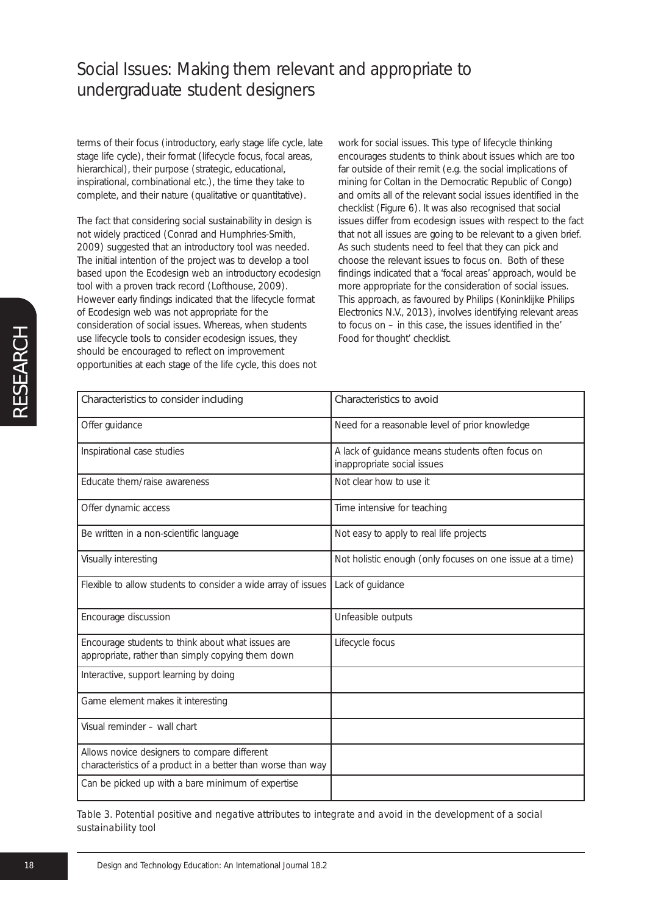terms of their focus (introductory, early stage life cycle, late stage life cycle), their format (lifecycle focus, focal areas, hierarchical), their purpose (strategic, educational, inspirational, combinational etc.), the time they take to complete, and their nature (qualitative or quantitative).

The fact that considering social sustainability in design is not widely practiced (Conrad and Humphries-Smith, 2009) suggested that an introductory tool was needed. The initial intention of the project was to develop a tool based upon the Ecodesign web an introductory ecodesign tool with a proven track record (Lofthouse, 2009). However early findings indicated that the lifecycle format of Ecodesign web was not appropriate for the consideration of social issues. Whereas, when students use lifecycle tools to consider ecodesign issues, they should be encouraged to reflect on improvement opportunities at each stage of the life cycle, this does not work for social issues. This type of lifecycle thinking encourages students to think about issues which are too far outside of their remit (e.g. the social implications of mining for Coltan in the Democratic Republic of Congo) and omits all of the relevant social issues identified in the checklist (Figure 6). It was also recognised that social issues differ from ecodesign issues with respect to the fact that not all issues are going to be relevant to a given brief. As such students need to feel that they can pick and choose the relevant issues to focus on. Both of these findings indicated that a 'focal areas' approach, would be more appropriate for the consideration of social issues. This approach, as favoured by Philips (Koninklijke Philips Electronics N.V., 2013), involves identifying relevant areas to focus on – in this case, the issues identified in the' Food for thought' checklist.

| Characteristics to consider including | Characteristics to avoid |
|---|---|
| Offer guidance | Need for a reasonable level of prior knowledge |
| Inspirational case studies | A lack of guidance means students often focus on inappropriate social issues |
| Educate them/raise awareness | Not clear how to use it |
| Offer dynamic access | Time intensive for teaching |
| Be written in a non-scientific language | Not easy to apply to real life projects |
| Visually interesting | Not holistic enough (only focuses on one issue at a time) |
| Flexible to allow students to consider a wide array of issues | Lack of guidance |
| Encourage discussion | Unfeasible outputs |
| Encourage students to think about what issues are appropriate, rather than simply copying them down | Lifecycle focus |
| Interactive, support learning by doing | |
| Game element makes it interesting | |
| Visual reminder – wall chart | |
| Allows novice designers to compare different characteristics of a product in a better than worse than way | |
| Can be picked up with a bare minimum of expertise | |

Table 3. Potential positive and negative attributes to integrate and avoid in the development of a social sustainability tool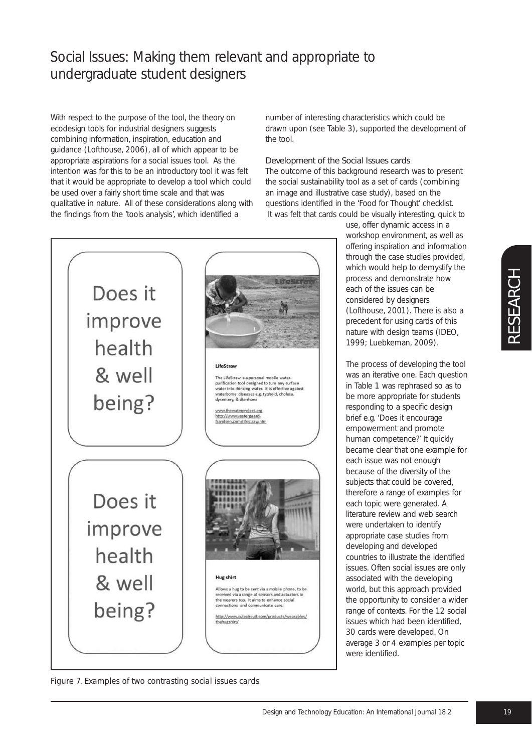# Social Issues: Making them relevant and appropriate to undergraduate student designers

With respect to the purpose of the tool, the theory on ecodesign tools for industrial designers suggests combining information, inspiration, education and guidance (Lofthouse, 2006), all of which appear to be appropriate aspirations for a social issues tool. As the intention was for this to be an introductory tool it was felt that it would be appropriate to develop a tool which could be used over a fairly short time scale and that was qualitative in nature. All of these considerations along with the findings from the 'tools analysis', which identified a number of interesting characteristics which could be drawn upon (see Table 3), supported the development of the tool.

### Development of the Social Issues cards

The outcome of this background research was to present the social sustainability tool as a set of cards (combining an image and illustrative case study), based on the questions identified in the 'Food for Thought' checklist. It was felt that cards could be visually interesting, quick to use, offer dynamic access in a workshop environment, as well as offering inspiration and information through the case studies provided, which would help to demystify the process and demonstrate how each of the issues can be considered by designers (Lofthouse, 2001). There is also a precedent for using cards of this nature with design teams (IDEO, 1999; Luebkeman, 2009).

The process of developing the tool was an iterative one. Each question in Table 1 was rephrased so as to be more appropriate for students responding to a specific design brief e.g. 'Does it encourage empowerment and promote human competence?' It quickly became clear that one example for each issue was not enough because of the diversity of the subjects that could be covered, therefore a range of examples for each topic were generated. A literature review and web search were undertaken to identify appropriate case studies from developing and developed countries to illustrate the identified issues. Often social issues are only associated with the developing world, but this approach provided the opportunity to consider a wider range of contexts. For the 12 social issues which had been identified, 30 cards were developed. On average 3 or 4 examples per topic were identified.

Does it improve health & well being?

**LifeStraw**

The LifeStraw is a personal mobile water-purification tool designed to turn any surface water into drinking water. It is effective against waterborne diseases e.g. typhoid, cholera, dysentery, & diarrhoea

www.thewaterproject.org
http://www.vestergaard-frandsen.com/lifestraw.htm

Does it improve health & well being?

**Hug shirt**

Allows a hug to be sent via a mobile phone, to be received via a range of sensors and actuators in the wearers top. It aims to enhance social connections and communicate care.

http://www.cutecircuit.com/products/wearables/thehugshirt/

*Figure 7. Examples of two contrasting social issues cards*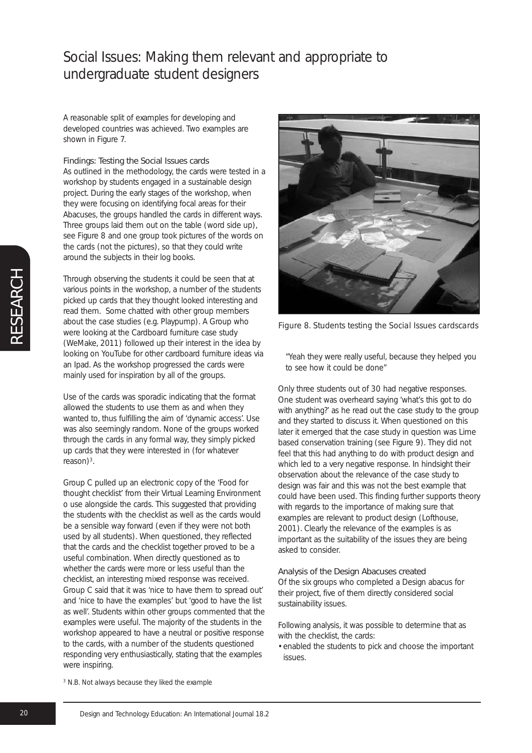A reasonable split of examples for developing and developed countries was achieved. Two examples are shown in Figure 7.

### Findings: Testing the Social Issues cards

As outlined in the methodology, the cards were tested in a workshop by students engaged in a sustainable design project. During the early stages of the workshop, when they were focusing on identifying focal areas for their Abacuses, the groups handled the cards in different ways. Three groups laid them out on the table (word side up), see Figure 8 and one group took pictures of the words on the cards (not the pictures), so that they could write around the subjects in their log books.

Through observing the students it could be seen that at various points in the workshop, a number of the students picked up cards that they thought looked interesting and read them. Some chatted with other group members about the case studies (e.g. Playpump). A Group who were looking at the Cardboard furniture case study (WeMake, 2011) followed up their interest in the idea by looking on YouTube for other cardboard furniture ideas via an Ipad. As the workshop progressed the cards were mainly used for inspiration by all of the groups.

Use of the cards was sporadic indicating that the format allowed the students to use them as and when they wanted to, thus fulfilling the aim of 'dynamic access'. Use was also seemingly random. None of the groups worked through the cards in any formal way, they simply picked up cards that they were interested in (for whatever reason)[3].

Group C pulled up an electronic copy of the 'Food for thought checklist' from their Virtual Learning Environment o use alongside the cards. This suggested that providing the students with the checklist as well as the cards would be a sensible way forward (even if they were not both used by all students). When questioned, they reflected that the cards and the checklist together proved to be a useful combination. When directly questioned as to whether the cards were more or less useful than the checklist, an interesting mixed response was received. Group C said that it was 'nice to have them to spread out' and 'nice to have the examples' but 'good to have the list as well'. Students within other groups commented that the examples were useful. The majority of the students in the workshop appeared to have a neutral or positive response to the cards, with a number of the students questioned responding very enthusiastically, stating that the examples were inspiring.

*Figure 8. Students testing the Social Issues cardscards*

> "Yeah they were really useful, because they helped you to see how it could be done"

Only three students out of 30 had negative responses. One student was overheard saying 'what's this got to do with anything?' as he read out the case study to the group and they started to discuss it. When questioned on this later it emerged that the case study in question was Lime based conservation training (see Figure 9). They did not feel that this had anything to do with product design and which led to a very negative response. In hindsight their observation about the relevance of the case study to design was fair and this was not the best example that could have been used. This finding further supports theory with regards to the importance of making sure that examples are relevant to product design (Lofthouse, 2001). Clearly the relevance of the examples is as important as the suitability of the issues they are being asked to consider.

### Analysis of the Design Abacuses created

Of the six groups who completed a Design abacus for their project, five of them directly considered social sustainability issues.

Following analysis, it was possible to determine that as with the checklist, the cards:

- enabled the students to pick and choose the important issues.

[3] N.B. Not always because they liked the example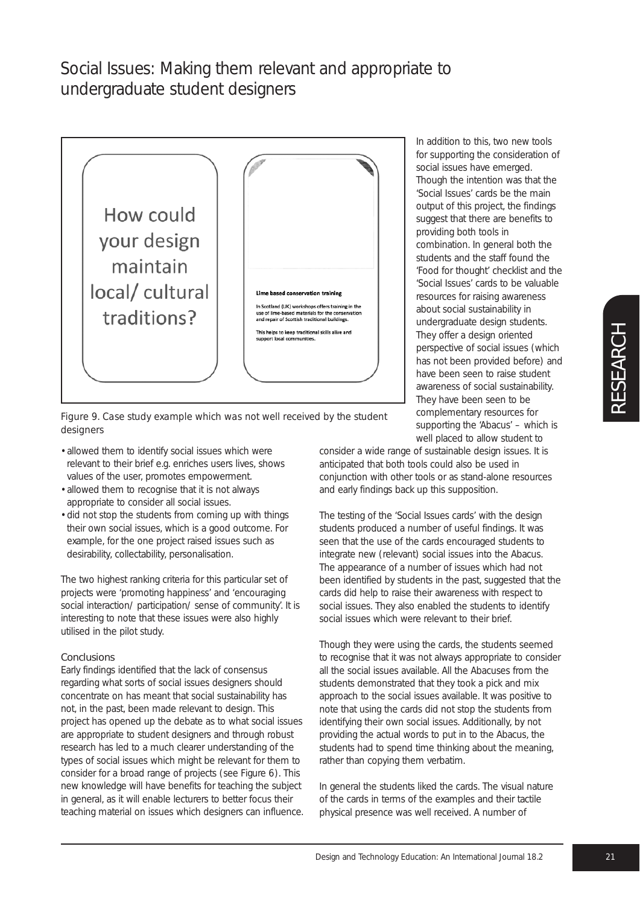## Social Issues: Making them relevant and appropriate to undergraduate student designers

How could your design maintain local/ cultural traditions?

**Lime based conservation training**

In Scotland (UK) workshops offers training in the use of lime-based materials for the conservation and repair of Scottish traditional buildings.

This helps to keep traditional skills alive and support local communities.

Figure 9. Case study example which was not well received by the student designers

- allowed them to identify social issues which were relevant to their brief e.g. enriches users lives, shows values of the user, promotes empowerment.
- allowed them to recognise that it is not always appropriate to consider all social issues.
- did not stop the students from coming up with things their own social issues, which is a good outcome. For example, for the one project raised issues such as desirability, collectability, personalisation.

The two highest ranking criteria for this particular set of projects were 'promoting happiness' and 'encouraging social interaction/ participation/ sense of community'. It is interesting to note that these issues were also highly utilised in the pilot study.

### Conclusions

Early findings identified that the lack of consensus regarding what sorts of social issues designers should concentrate on has meant that social sustainability has not, in the past, been made relevant to design. This project has opened up the debate as to what social issues are appropriate to student designers and through robust research has led to a much clearer understanding of the types of social issues which might be relevant for them to consider for a broad range of projects (see Figure 6). This new knowledge will have benefits for teaching the subject in general, as it will enable lecturers to better focus their teaching material on issues which designers can influence.

In addition to this, two new tools for supporting the consideration of social issues have emerged. Though the intention was that the 'Social Issues' cards be the main output of this project, the findings suggest that there are benefits to providing both tools in combination. In general both the students and the staff found the 'Food for thought' checklist and the 'Social Issues' cards to be valuable resources for raising awareness about social sustainability in undergraduate design students. They offer a design oriented perspective of social issues (which has not been provided before) and have been seen to raise student awareness of social sustainability. They have been seen to be complementary resources for supporting the 'Abacus' – which is well placed to allow student to consider a wide range of sustainable design issues. It is anticipated that both tools could also be used in conjunction with other tools or as stand-alone resources and early findings back up this supposition.

The testing of the 'Social Issues cards' with the design students produced a number of useful findings. It was seen that the use of the cards encouraged students to integrate new (relevant) social issues into the Abacus. The appearance of a number of issues which had not been identified by students in the past, suggested that the cards did help to raise their awareness with respect to social issues. They also enabled the students to identify social issues which were relevant to their brief.

Though they were using the cards, the students seemed to recognise that it was not always appropriate to consider all the social issues available. All the Abacuses from the students demonstrated that they took a pick and mix approach to the social issues available. It was positive to note that using the cards did not stop the students from identifying their own social issues. Additionally, by not providing the actual words to put in to the Abacus, the students had to spend time thinking about the meaning, rather than copying them verbatim.

In general the students liked the cards. The visual nature of the cards in terms of the examples and their tactile physical presence was well received. A number of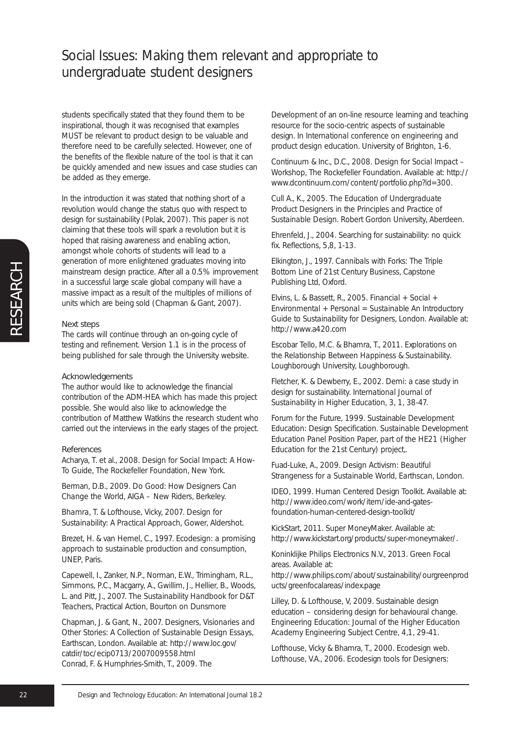students specifically stated that they found them to be inspirational, though it was recognised that examples MUST be relevant to product design to be valuable and therefore need to be carefully selected. However, one of the benefits of the flexible nature of the tool is that it can be quickly amended and new issues and case studies can be added as they emerge.

In the introduction it was stated that nothing short of a revolution would change the status quo with respect to design for sustainability (Polak, 2007). This paper is not claiming that these tools will spark a revolution but it is hoped that raising awareness and enabling action, amongst whole cohorts of students will lead to a generation of more enlightened graduates moving into mainstream design practice. After all a 0.5% improvement in a successful large scale global company will have a massive impact as a result of the multiples of millions of units which are being sold (Chapman & Gant, 2007).

### Next steps

The cards will continue through an on-going cycle of testing and refinement. Version 1.1 is in the process of being published for sale through the University website.

### Acknowledgements

The author would like to acknowledge the financial contribution of the ADM-HEA which has made this project possible. She would also like to acknowledge the contribution of Matthew Watkins the research student who carried out the interviews in the early stages of the project.

### References

Acharya, T. et al., 2008. *Design for Social Impact: A How-To Guide*, The Rockefeller Foundation, New York.

Berman, D.B., 2009. *Do Good: How Designers Can Change the World*, AIGA – New Riders, Berkeley.

Bhamra, T. & Lofthouse, Vicky, 2007. *Design for Sustainability: A Practical Approach*, Gower, Aldershot.

Brezet, H. & van Hemel, C., 1997. *Ecodesign: a promising approach to sustainable production and consumption*, UNEP, Paris.

Capewell, I., Zanker, N.P., Norman, E.W., Trimingham, R.L., Simmons, P.C., Macgarry, A., Gwillim, J., Hellier, B., Woods, L. and Pitt, J., 2007. *The Sustainability Handbook for D&T Teachers*, Practical Action, Bourton on Dunsmore

Chapman, J. & Gant, N., 2007. *Designers, Visionaries and Other Stories: A Collection of Sustainable Design Essays*, Earthscan, London. Available at: http://www.loc.gov/catdir/toc/ecip0713/2007009558.html

Conrad, F. & Humphries-Smith, T., 2009. The Development of an on-line resource learning and teaching resource for the socio-centric aspects of sustainable design. In *International conference on engineering and product design education*. University of Brighton, 1-6.

Continuum & Inc., D.C., 2008. Design for Social Impact – Workshop, The Rockefeller Foundation. Available at: http://www.dcontinuum.com/content/portfolio.php?id=300.

Cull A., K., 2005. *The Education of Undergraduate Product Designers in the Principles and Practice of Sustainable Design*. Robert Gordon University, Aberdeen.

Ehrenfeld, J., 2004. Searching for sustainability: no quick fix. *Reflections*, 5,8, 1-13.

Elkington, J., 1997. *Cannibals with Forks: The Triple Bottom Line of 21st Century Business*, Capstone Publishing Ltd, Oxford.

Elvins, L. & Bassett, R., 2005. *Financial + Social + Environmental + Personal = Sustainable An Introductory Guide to Sustainability for Designers*, London. Available at: http://www.a420.com

Escobar Tello, M.C. & Bhamra, T., 2011. *Explorations on the Relationship Between Happiness & Sustainability*. Loughborough University, Loughborough.

Fletcher, K. & Dewberry, E., 2002. Demi: a case study in design for sustainability. *International Journal of Sustainability in Higher Education*, 3, 1, 38-47.

Forum for the Future, 1999. *Sustainable Development Education: Design Specification. Sustainable Development Education Panel Position Paper, part of the HE21 (Higher Education for the 21st Century) project*,.

Fuad-Luke, A., 2009. *Design Activism: Beautiful Strangeness for a Sustainable World*, Earthscan, London.

IDEO, 1999. Human Centered Design Toolkit. Available at: http://www.ideo.com/work/item/ide-and-gates-foundation-human-centered-design-toolkit/

KickStart, 2011. Super MoneyMaker. Available at: http://www.kickstart.org/products/super-moneymaker/.

Koninklijke Philips Electronics N.V., 2013. Green Focal areas. Available at: http://www.philips.com/about/sustainability/ourgreenproducts/greenfocalareas/index.page

Lilley, D. & Lofthouse, V, 2009. Sustainable design education – considering design for behavioural change. *Engineering Education: Journal of the Higher Education Academy Engineering Subject Centre*, 4,1, 29-41.

Lofthouse, Vicky & Bhamra, T., 2000. Ecodesign web. Lofthouse, V.A., 2006. Ecodesign tools for Designers: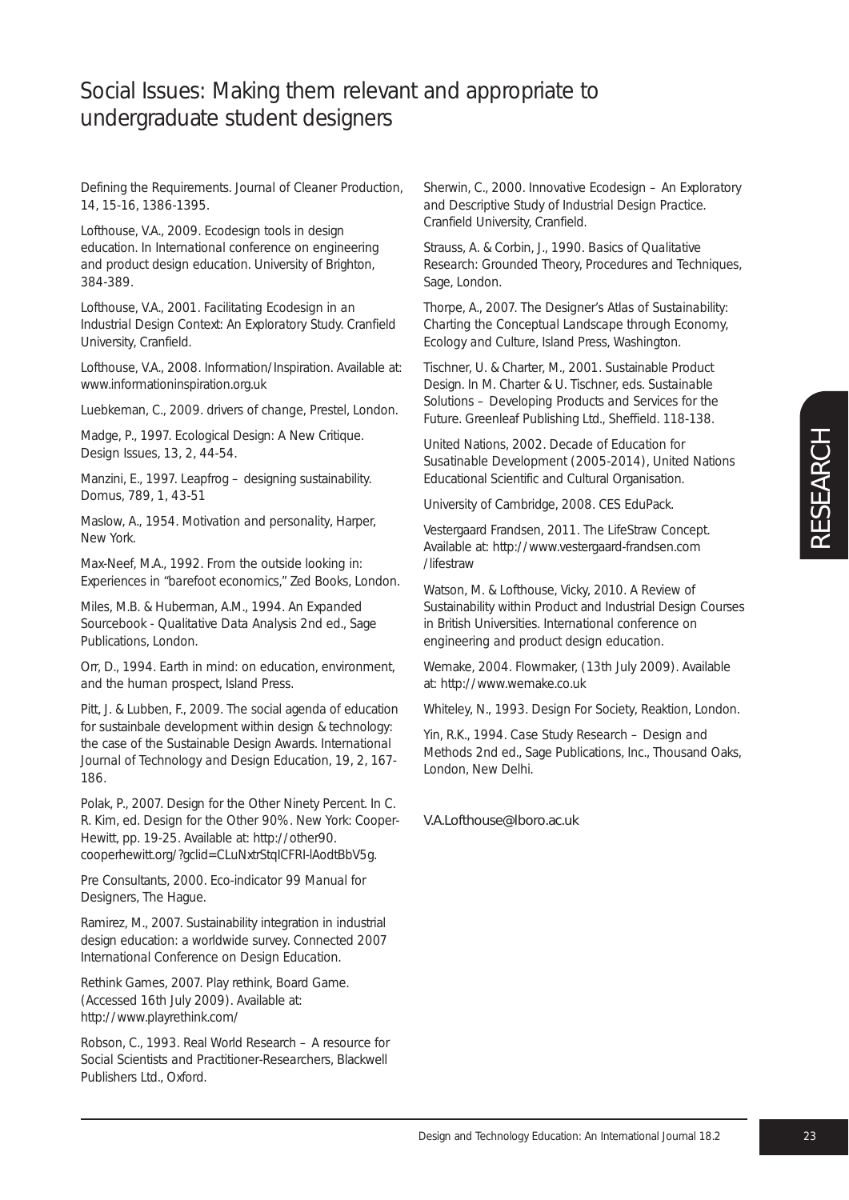Defining the Requirements. Journal of Cleaner Production, 14, 15-16, 1386-1395.

Lofthouse, V.A., 2009. Ecodesign tools in design education. In International conference on engineering and product design education. University of Brighton, 384-389.

Lofthouse, V.A., 2001. Facilitating Ecodesign in an Industrial Design Context: An Exploratory Study. Cranfield University, Cranfield.

Lofthouse, V.A., 2008. Information/Inspiration. Available at: www.informationinspiration.org.uk

Luebkeman, C., 2009. drivers of change, Prestel, London.

Madge, P., 1997. Ecological Design: A New Critique. Design Issues, 13, 2, 44-54.

Manzini, E., 1997. Leapfrog – designing sustainability. Domus, 789, 1, 43-51

Maslow, A., 1954. Motivation and personality, Harper, New York.

Max-Neef, M.A., 1992. From the outside looking in: Experiences in "barefoot economics," Zed Books, London.

Miles, M.B. & Huberman, A.M., 1994. An Expanded Sourcebook - Qualitative Data Analysis 2nd ed., Sage Publications, London.

Orr, D., 1994. Earth in mind: on education, environment, and the human prospect, Island Press.

Pitt, J. & Lubben, F., 2009. The social agenda of education for sustainbale development within design & technology: the case of the Sustainable Design Awards. International Journal of Technology and Design Education, 19, 2, 167-186.

Polak, P., 2007. Design for the Other Ninety Percent. In C. R. Kim, ed. Design for the Other 90%. New York: Cooper-Hewitt, pp. 19-25. Available at: http://other90.cooperhewitt.org/?gclid=CLuNxtrStqICFRI-lAodtBbV5g.

Pre Consultants, 2000. Eco-indicator 99 Manual for Designers, The Hague.

Ramirez, M., 2007. Sustainability integration in industrial design education: a worldwide survey. Connected 2007 International Conference on Design Education.

Rethink Games, 2007. Play rethink, Board Game. (Accessed 16th July 2009). Available at: http://www.playrethink.com/

Robson, C., 1993. Real World Research – A resource for Social Scientists and Practitioner-Researchers, Blackwell Publishers Ltd., Oxford.

Sherwin, C., 2000. Innovative Ecodesign – An Exploratory and Descriptive Study of Industrial Design Practice. Cranfield University, Cranfield.

Strauss, A. & Corbin, J., 1990. Basics of Qualitative Research: Grounded Theory, Procedures and Techniques, Sage, London.

Thorpe, A., 2007. The Designer's Atlas of Sustainability: Charting the Conceptual Landscape through Economy, Ecology and Culture, Island Press, Washington.

Tischner, U. & Charter, M., 2001. Sustainable Product Design. In M. Charter & U. Tischner, eds. Sustainable Solutions – Developing Products and Services for the Future. Greenleaf Publishing Ltd., Sheffield. 118-138.

United Nations, 2002. Decade of Education for Susatinable Development (2005-2014), United Nations Educational Scientific and Cultural Organisation.

University of Cambridge, 2008. CES EduPack.

Vestergaard Frandsen, 2011. The LifeStraw Concept. Available at: http://www.vestergaard-frandsen.com/lifestraw

Watson, M. & Lofthouse, Vicky, 2010. A Review of Sustainability within Product and Industrial Design Courses in British Universities. International conference on engineering and product design education.

Wemake, 2004. Flowmaker, (13th July 2009). Available at: http://www.wemake.co.uk

Whiteley, N., 1993. Design For Society, Reaktion, London.

Yin, R.K., 1994. Case Study Research – Design and Methods 2nd ed., Sage Publications, Inc., Thousand Oaks, London, New Delhi.

V.A.Lofthouse@lboro.ac.uk